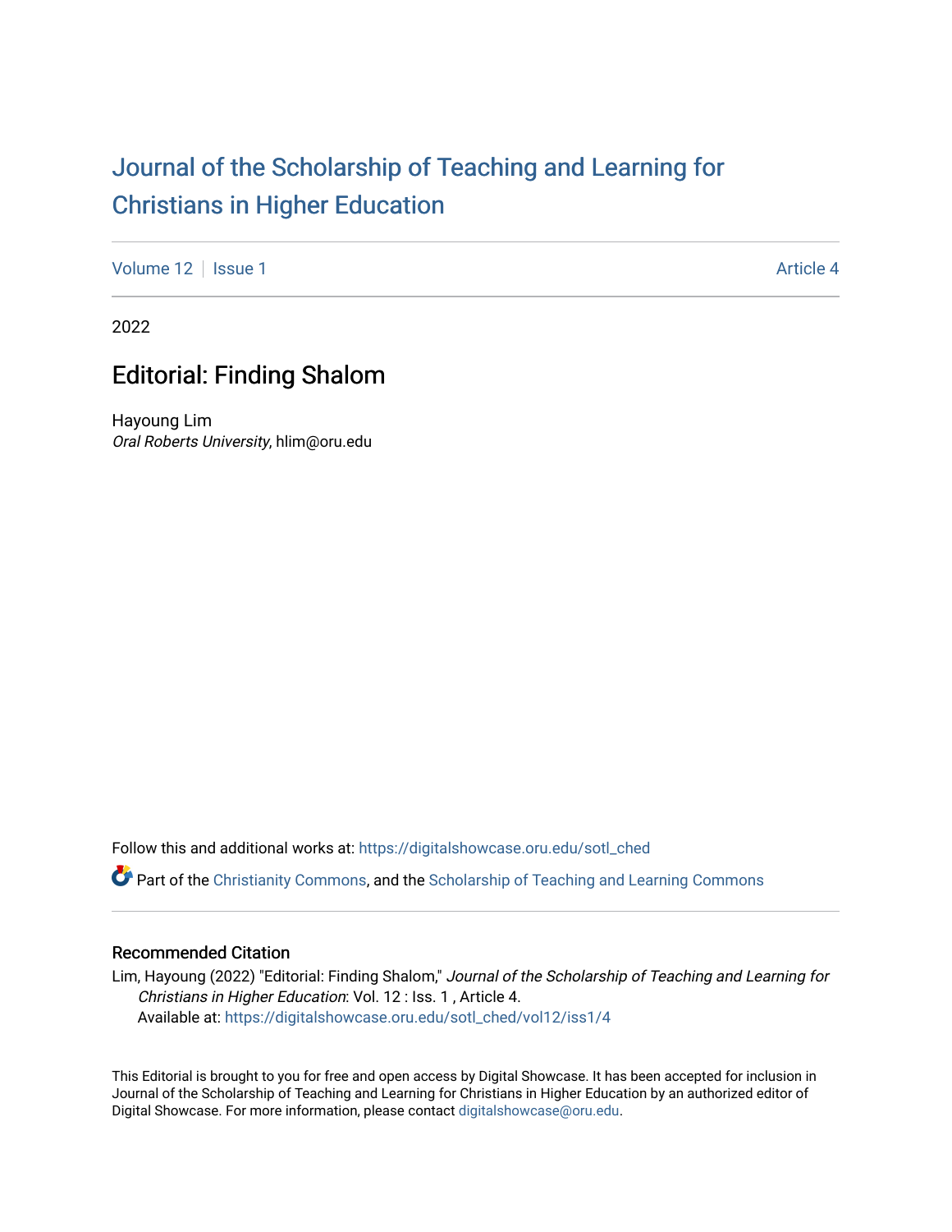# Journal of the Scholarship of Teaching and Learning for Christians in Higher Education

Volume 12 | Issue 1 | Article 4

2022

## Editorial: Finding Shalom

Hayoung Lim
*Oral Roberts University*, hlim@oru.edu

Follow this and additional works at: https://digitalshowcase.oru.edu/sotl_ched

Part of the Christianity Commons, and the Scholarship of Teaching and Learning Commons

### Recommended Citation

Lim, Hayoung (2022) "Editorial: Finding Shalom," *Journal of the Scholarship of Teaching and Learning for Christians in Higher Education*: Vol. 12 : Iss. 1 , Article 4.
Available at: https://digitalshowcase.oru.edu/sotl_ched/vol12/iss1/4

This Editorial is brought to you for free and open access by Digital Showcase. It has been accepted for inclusion in Journal of the Scholarship of Teaching and Learning for Christians in Higher Education by an authorized editor of Digital Showcase. For more information, please contact digitalshowcase@oru.edu.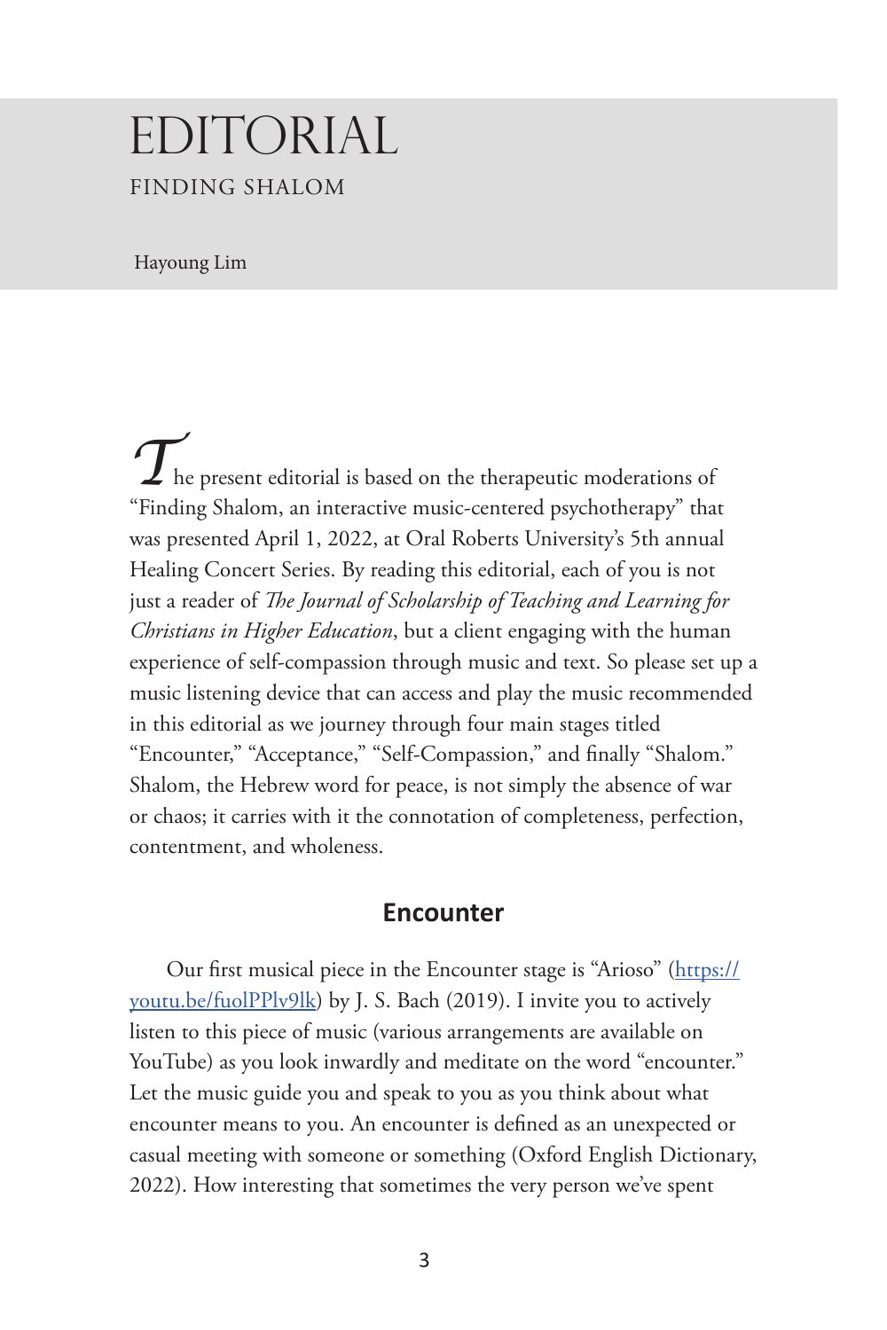# EDITORIAL

## FINDING SHALOM

Hayoung Lim

The present editorial is based on the therapeutic moderations of "Finding Shalom, an interactive music-centered psychotherapy" that was presented April 1, 2022, at Oral Roberts University's 5th annual Healing Concert Series. By reading this editorial, each of you is not just a reader of *The Journal of Scholarship of Teaching and Learning for Christians in Higher Education*, but a client engaging with the human experience of self-compassion through music and text. So please set up a music listening device that can access and play the music recommended in this editorial as we journey through four main stages titled "Encounter," "Acceptance," "Self-Compassion," and finally "Shalom." Shalom, the Hebrew word for peace, is not simply the absence of war or chaos; it carries with it the connotation of completeness, perfection, contentment, and wholeness.

### Encounter

Our first musical piece in the Encounter stage is "Arioso" ([https://youtu.be/fuolPPlv9lk](https://youtu.be/fuolPPlv9lk)) by J. S. Bach (2019). I invite you to actively listen to this piece of music (various arrangements are available on YouTube) as you look inwardly and meditate on the word "encounter." Let the music guide you and speak to you as you think about what encounter means to you. An encounter is defined as an unexpected or casual meeting with someone or something (Oxford English Dictionary, 2022). How interesting that sometimes the very person we've spent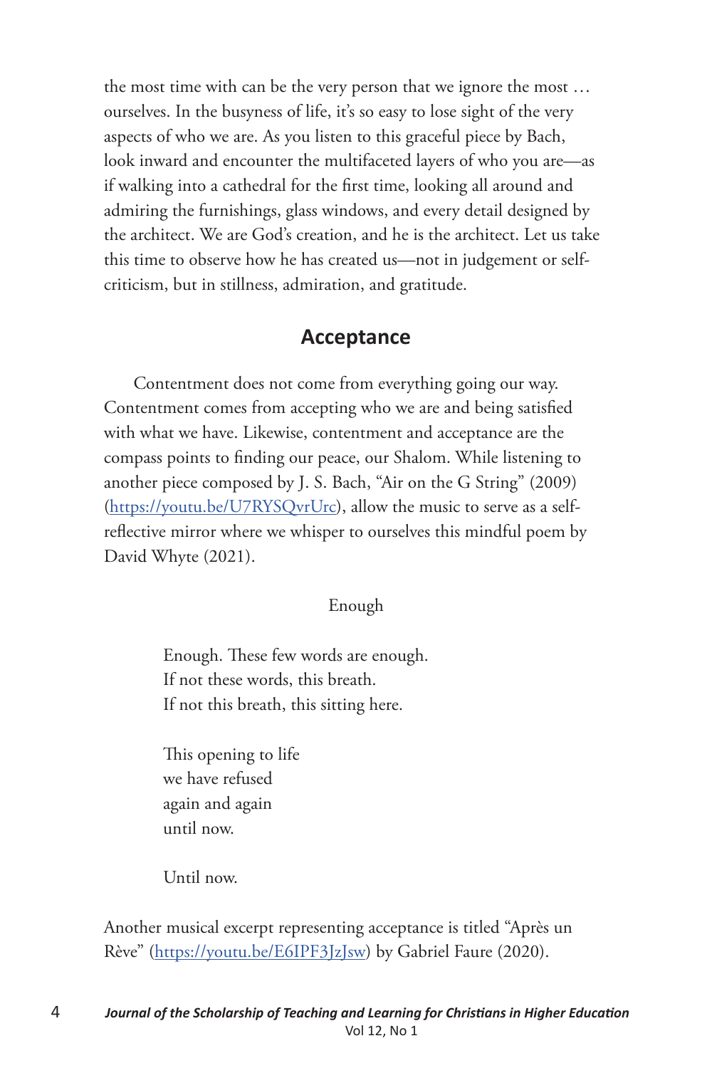the most time with can be the very person that we ignore the most … ourselves. In the busyness of life, it's so easy to lose sight of the very aspects of who we are. As you listen to this graceful piece by Bach, look inward and encounter the multifaceted layers of who you are—as if walking into a cathedral for the first time, looking all around and admiring the furnishings, glass windows, and every detail designed by the architect. We are God's creation, and he is the architect. Let us take this time to observe how he has created us—not in judgement or self-criticism, but in stillness, admiration, and gratitude.

## Acceptance

Contentment does not come from everything going our way. Contentment comes from accepting who we are and being satisfied with what we have. Likewise, contentment and acceptance are the compass points to finding our peace, our Shalom. While listening to another piece composed by J. S. Bach, "Air on the G String" (2009) (https://youtu.be/U7RYSQvrUrc), allow the music to serve as a self-reflective mirror where we whisper to ourselves this mindful poem by David Whyte (2021).

Enough

Enough. These few words are enough.  
If not these words, this breath.  
If not this breath, this sitting here.

This opening to life  
we have refused  
again and again  
until now.

Until now.

Another musical excerpt representing acceptance is titled "Après un Rève" (https://youtu.be/E6IPF3JzJsw) by Gabriel Faure (2020).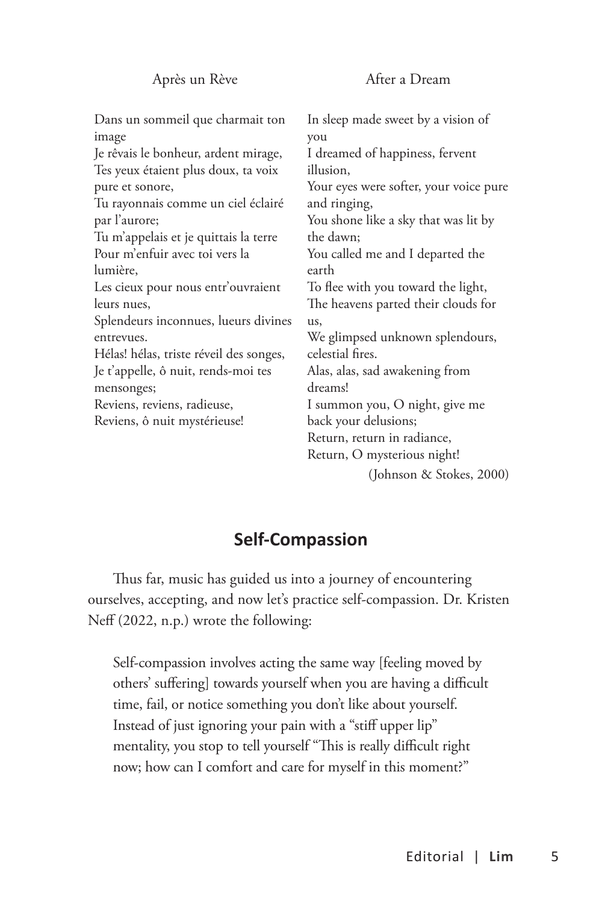| Après un Rève | After a Dream |
|---|---|
| Dans un sommeil que charmait ton image | In sleep made sweet by a vision of you |
| Je rêvais le bonheur, ardent mirage, | I dreamed of happiness, fervent illusion, |
| Tes yeux étaient plus doux, ta voix pure et sonore, | Your eyes were softer, your voice pure and ringing, |
| Tu rayonnais comme un ciel éclairé par l'aurore; | You shone like a sky that was lit by the dawn; |
| Tu m'appelais et je quittais la terre | You called me and I departed the earth |
| Pour m'enfuir avec toi vers la lumière, | To flee with you toward the light, |
| Les cieux pour nous entr'ouvraient leurs nues, | The heavens parted their clouds for us, |
| Splendeurs inconnues, lueurs divines entrevues. | We glimpsed unknown splendours, celestial fires. |
| Hélas! hélas, triste réveil des songes, | Alas, alas, sad awakening from dreams! |
| Je t'appelle, ô nuit, rends-moi tes mensonges; | I summon you, O night, give me back your delusions; |
| Reviens, reviens, radieuse, | Return, return in radiance, |
| Reviens, ô nuit mystérieuse! | Return, O mysterious night! |
| | (Johnson & Stokes, 2000) |

## Self-Compassion

Thus far, music has guided us into a journey of encountering ourselves, accepting, and now let's practice self-compassion. Dr. Kristen Neff (2022, n.p.) wrote the following:

> Self-compassion involves acting the same way [feeling moved by others' suffering] towards yourself when you are having a difficult time, fail, or notice something you don't like about yourself. Instead of just ignoring your pain with a "stiff upper lip" mentality, you stop to tell yourself "This is really difficult right now; how can I comfort and care for myself in this moment?"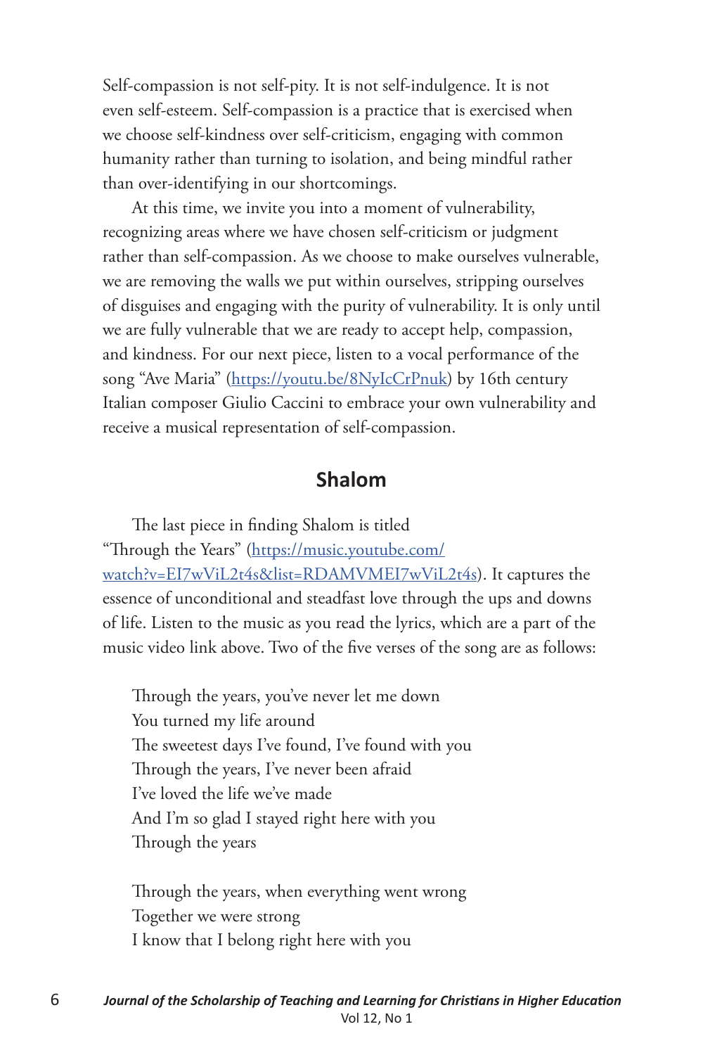Self-compassion is not self-pity. It is not self-indulgence. It is not even self-esteem. Self-compassion is a practice that is exercised when we choose self-kindness over self-criticism, engaging with common humanity rather than turning to isolation, and being mindful rather than over-identifying in our shortcomings.

At this time, we invite you into a moment of vulnerability, recognizing areas where we have chosen self-criticism or judgment rather than self-compassion. As we choose to make ourselves vulnerable, we are removing the walls we put within ourselves, stripping ourselves of disguises and engaging with the purity of vulnerability. It is only until we are fully vulnerable that we are ready to accept help, compassion, and kindness. For our next piece, listen to a vocal performance of the song "Ave Maria" (https://youtu.be/8NyIcCrPnuk) by 16th century Italian composer Giulio Caccini to embrace your own vulnerability and receive a musical representation of self-compassion.

## Shalom

The last piece in finding Shalom is titled "Through the Years" (https://music.youtube.com/watch?v=EI7wViL2t4s&list=RDAMVMEI7wViL2t4s). It captures the essence of unconditional and steadfast love through the ups and downs of life. Listen to the music as you read the lyrics, which are a part of the music video link above. Two of the five verses of the song are as follows:

> Through the years, you've never let me down  
> You turned my life around  
> The sweetest days I've found, I've found with you  
> Through the years, I've never been afraid  
> I've loved the life we've made  
> And I'm so glad I stayed right here with you  
> Through the years
>
> Through the years, when everything went wrong  
> Together we were strong  
> I know that I belong right here with you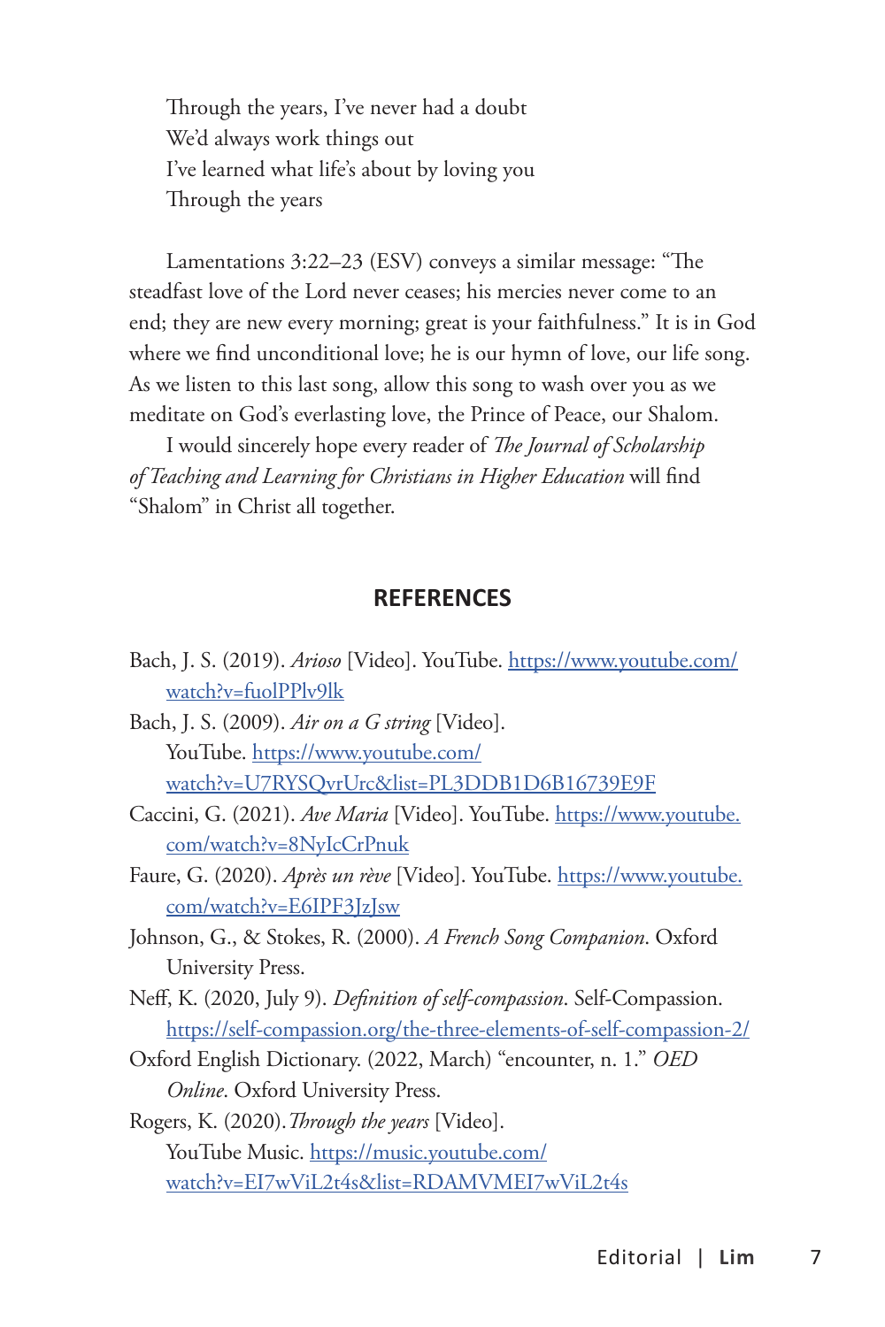Through the years, I've never had a doubt
We'd always work things out
I've learned what life's about by loving you
Through the years

Lamentations 3:22–23 (ESV) conveys a similar message: "The steadfast love of the Lord never ceases; his mercies never come to an end; they are new every morning; great is your faithfulness." It is in God where we find unconditional love; he is our hymn of love, our life song. As we listen to this last song, allow this song to wash over you as we meditate on God's everlasting love, the Prince of Peace, our Shalom.

I would sincerely hope every reader of *The Journal of Scholarship of Teaching and Learning for Christians in Higher Education* will find "Shalom" in Christ all together.

## REFERENCES

Bach, J. S. (2019). *Arioso* [Video]. YouTube. https://www.youtube.com/watch?v=fuolPPlv9lk

Bach, J. S. (2009). *Air on a G string* [Video]. YouTube. https://www.youtube.com/watch?v=U7RYSQvrUrc&list=PL3DDB1D6B16739E9F

Caccini, G. (2021). *Ave Maria* [Video]. YouTube. https://www.youtube.com/watch?v=8NyIcCrPnuk

Faure, G. (2020). *Après un rève* [Video]. YouTube. https://www.youtube.com/watch?v=E6IPF3JzJsw

Johnson, G., & Stokes, R. (2000). *A French Song Companion*. Oxford University Press.

Neff, K. (2020, July 9). *Definition of self-compassion*. Self-Compassion. https://self-compassion.org/the-three-elements-of-self-compassion-2/

Oxford English Dictionary. (2022, March) "encounter, n. 1." *OED Online*. Oxford University Press.

Rogers, K. (2020). *Through the years* [Video]. YouTube Music. https://music.youtube.com/watch?v=EI7wViL2t4s&list=RDAMVMEI7wViL2t4s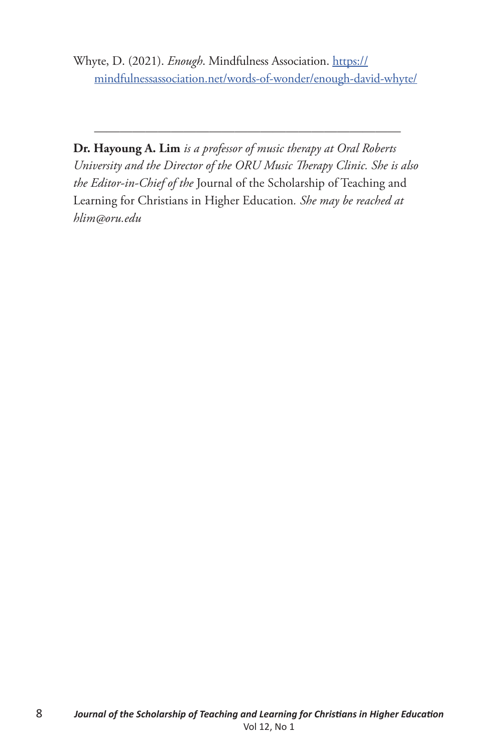Whyte, D. (2021). *Enough*. Mindfulness Association. https://mindfulnessassociation.net/words-of-wonder/enough-david-whyte/

---

**Dr. Hayoung A. Lim** *is a professor of music therapy at Oral Roberts University and the Director of the ORU Music Therapy Clinic. She is also the Editor-in-Chief of the* Journal of the Scholarship of Teaching and Learning for Christians in Higher Education*. She may be reached at hlim@oru.edu*